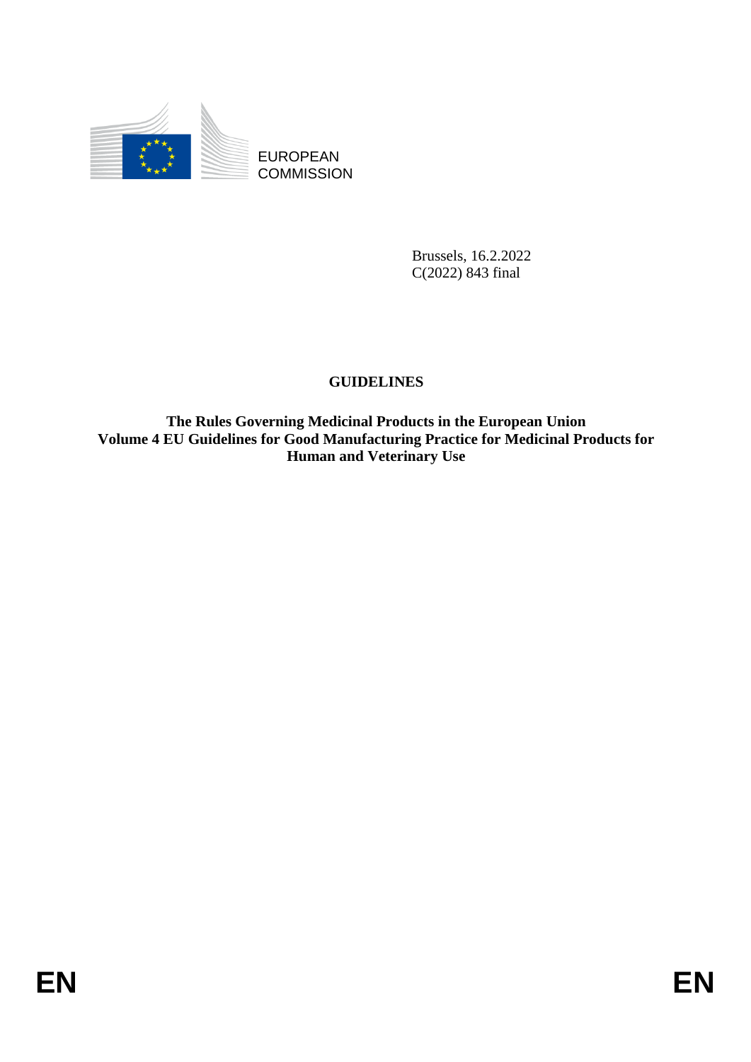EUROPEAN
COMMISSION

Brussels, 16.2.2022
C(2022) 843 final

# GUIDELINES

**The Rules Governing Medicinal Products in the European Union**
**Volume 4 EU Guidelines for Good Manufacturing Practice for Medicinal Products for Human and Veterinary Use**

EN EN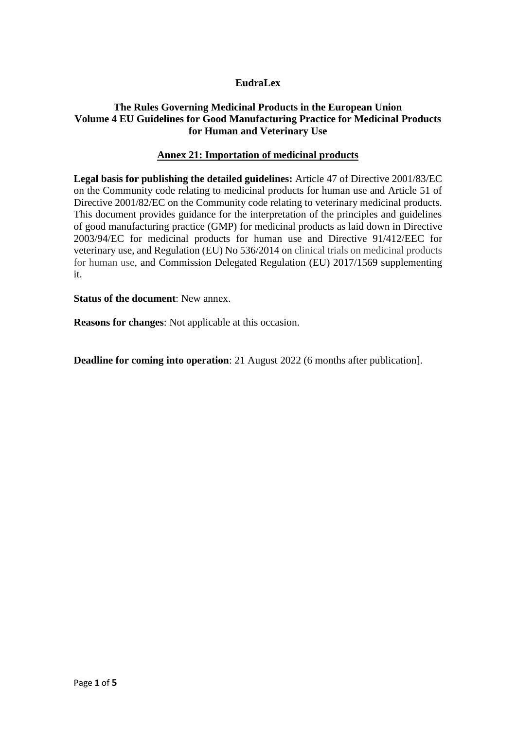**EudraLex**

**The Rules Governing Medicinal Products in the European Union**
**Volume 4 EU Guidelines for Good Manufacturing Practice for Medicinal Products for Human and Veterinary Use**

## Annex 21: Importation of medicinal products

**Legal basis for publishing the detailed guidelines:** Article 47 of Directive 2001/83/EC on the Community code relating to medicinal products for human use and Article 51 of Directive 2001/82/EC on the Community code relating to veterinary medicinal products. This document provides guidance for the interpretation of the principles and guidelines of good manufacturing practice (GMP) for medicinal products as laid down in Directive 2003/94/EC for medicinal products for human use and Directive 91/412/EEC for veterinary use, and Regulation (EU) No 536/2014 on clinical trials on medicinal products for human use, and Commission Delegated Regulation (EU) 2017/1569 supplementing it.

**Status of the document**: New annex.

**Reasons for changes**: Not applicable at this occasion.

**Deadline for coming into operation**: 21 August 2022 (6 months after publication].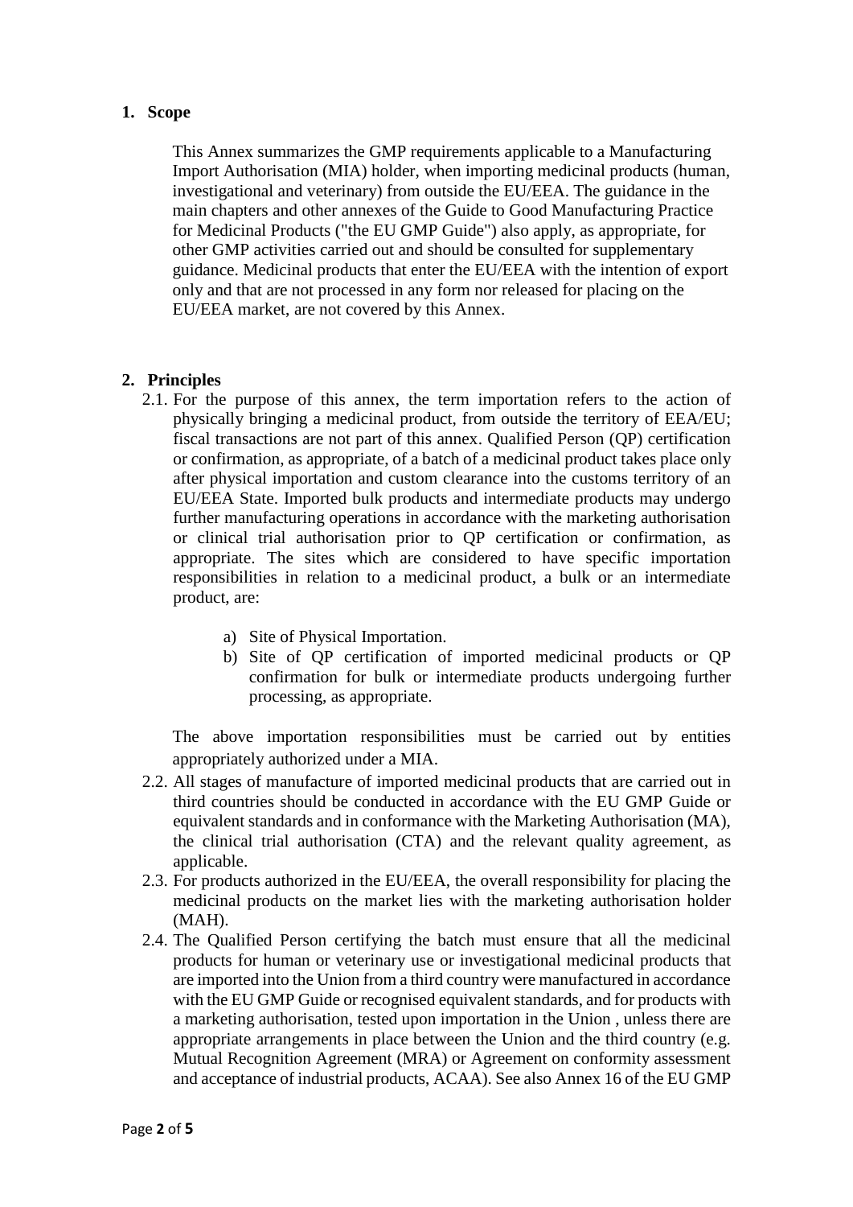## 1. Scope

This Annex summarizes the GMP requirements applicable to a Manufacturing Import Authorisation (MIA) holder, when importing medicinal products (human, investigational and veterinary) from outside the EU/EEA. The guidance in the main chapters and other annexes of the Guide to Good Manufacturing Practice for Medicinal Products ("the EU GMP Guide") also apply, as appropriate, for other GMP activities carried out and should be consulted for supplementary guidance. Medicinal products that enter the EU/EEA with the intention of export only and that are not processed in any form nor released for placing on the EU/EEA market, are not covered by this Annex.

## 2. Principles

2.1. For the purpose of this annex, the term importation refers to the action of physically bringing a medicinal product, from outside the territory of EEA/EU; fiscal transactions are not part of this annex. Qualified Person (QP) certification or confirmation, as appropriate, of a batch of a medicinal product takes place only after physical importation and custom clearance into the customs territory of an EU/EEA State. Imported bulk products and intermediate products may undergo further manufacturing operations in accordance with the marketing authorisation or clinical trial authorisation prior to QP certification or confirmation, as appropriate. The sites which are considered to have specific importation responsibilities in relation to a medicinal product, a bulk or an intermediate product, are:

a) Site of Physical Importation.
b) Site of QP certification of imported medicinal products or QP confirmation for bulk or intermediate products undergoing further processing, as appropriate.

The above importation responsibilities must be carried out by entities appropriately authorized under a MIA.

2.2. All stages of manufacture of imported medicinal products that are carried out in third countries should be conducted in accordance with the EU GMP Guide or equivalent standards and in conformance with the Marketing Authorisation (MA), the clinical trial authorisation (CTA) and the relevant quality agreement, as applicable.

2.3. For products authorized in the EU/EEA, the overall responsibility for placing the medicinal products on the market lies with the marketing authorisation holder (MAH).

2.4. The Qualified Person certifying the batch must ensure that all the medicinal products for human or veterinary use or investigational medicinal products that are imported into the Union from a third country were manufactured in accordance with the EU GMP Guide or recognised equivalent standards, and for products with a marketing authorisation, tested upon importation in the Union , unless there are appropriate arrangements in place between the Union and the third country (e.g. Mutual Recognition Agreement (MRA) or Agreement on conformity assessment and acceptance of industrial products, ACAA). See also Annex 16 of the EU GMP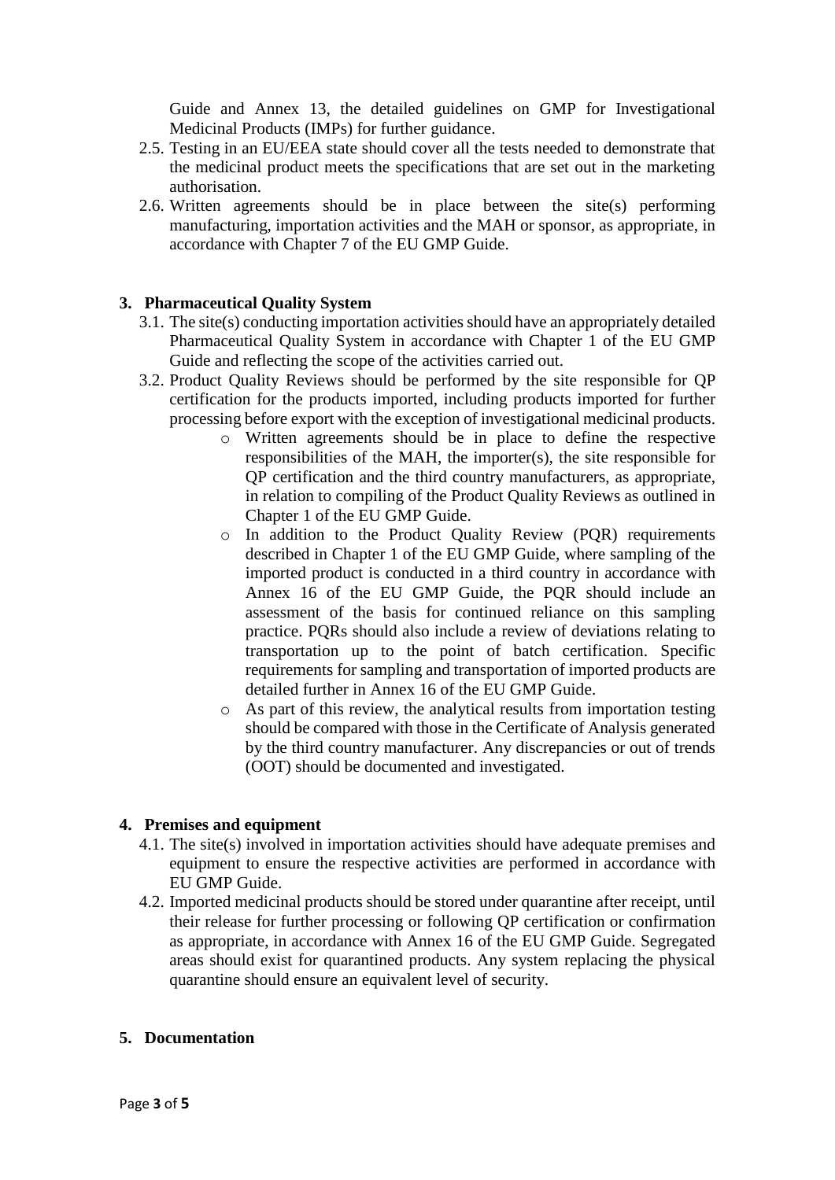Guide and Annex 13, the detailed guidelines on GMP for Investigational Medicinal Products (IMPs) for further guidance.

2.5. Testing in an EU/EEA state should cover all the tests needed to demonstrate that the medicinal product meets the specifications that are set out in the marketing authorisation.

2.6. Written agreements should be in place between the site(s) performing manufacturing, importation activities and the MAH or sponsor, as appropriate, in accordance with Chapter 7 of the EU GMP Guide.

## 3. Pharmaceutical Quality System

3.1. The site(s) conducting importation activities should have an appropriately detailed Pharmaceutical Quality System in accordance with Chapter 1 of the EU GMP Guide and reflecting the scope of the activities carried out.

3.2. Product Quality Reviews should be performed by the site responsible for QP certification for the products imported, including products imported for further processing before export with the exception of investigational medicinal products.

- Written agreements should be in place to define the respective responsibilities of the MAH, the importer(s), the site responsible for QP certification and the third country manufacturers, as appropriate, in relation to compiling of the Product Quality Reviews as outlined in Chapter 1 of the EU GMP Guide.
- In addition to the Product Quality Review (PQR) requirements described in Chapter 1 of the EU GMP Guide, where sampling of the imported product is conducted in a third country in accordance with Annex 16 of the EU GMP Guide, the PQR should include an assessment of the basis for continued reliance on this sampling practice. PQRs should also include a review of deviations relating to transportation up to the point of batch certification. Specific requirements for sampling and transportation of imported products are detailed further in Annex 16 of the EU GMP Guide.
- As part of this review, the analytical results from importation testing should be compared with those in the Certificate of Analysis generated by the third country manufacturer. Any discrepancies or out of trends (OOT) should be documented and investigated.

## 4. Premises and equipment

4.1. The site(s) involved in importation activities should have adequate premises and equipment to ensure the respective activities are performed in accordance with EU GMP Guide.

4.2. Imported medicinal products should be stored under quarantine after receipt, until their release for further processing or following QP certification or confirmation as appropriate, in accordance with Annex 16 of the EU GMP Guide. Segregated areas should exist for quarantined products. Any system replacing the physical quarantine should ensure an equivalent level of security.

## 5. Documentation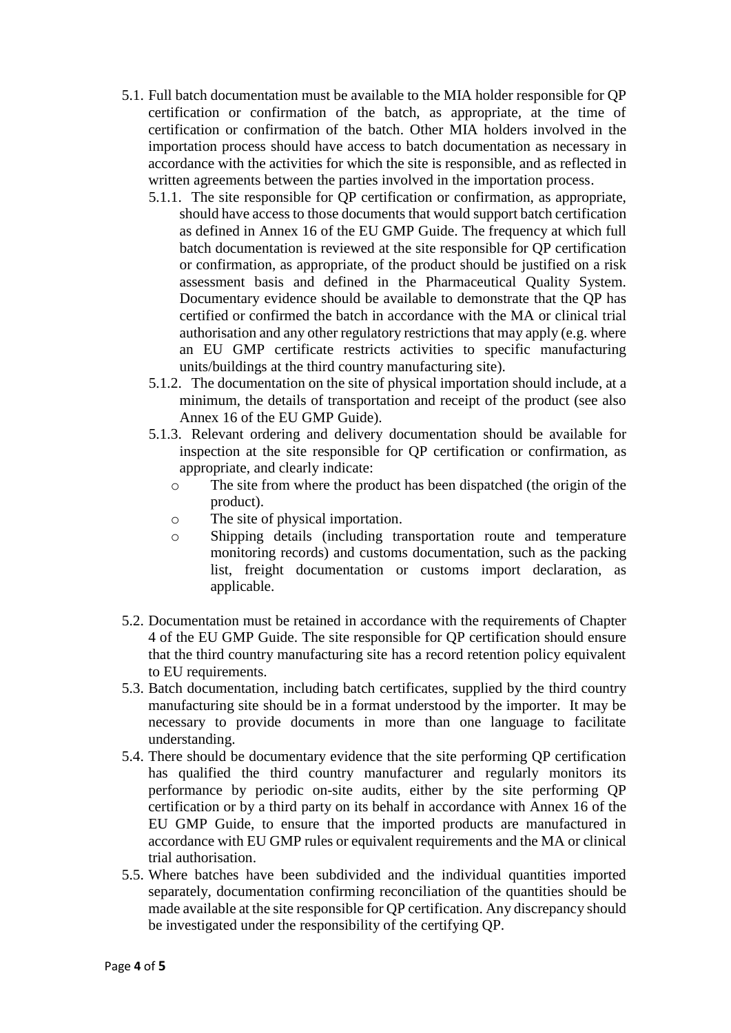5.1. Full batch documentation must be available to the MIA holder responsible for QP certification or confirmation of the batch, as appropriate, at the time of certification or confirmation of the batch. Other MIA holders involved in the importation process should have access to batch documentation as necessary in accordance with the activities for which the site is responsible, and as reflected in written agreements between the parties involved in the importation process.

   5.1.1. The site responsible for QP certification or confirmation, as appropriate, should have access to those documents that would support batch certification as defined in Annex 16 of the EU GMP Guide. The frequency at which full batch documentation is reviewed at the site responsible for QP certification or confirmation, as appropriate, of the product should be justified on a risk assessment basis and defined in the Pharmaceutical Quality System. Documentary evidence should be available to demonstrate that the QP has certified or confirmed the batch in accordance with the MA or clinical trial authorisation and any other regulatory restrictions that may apply (e.g. where an EU GMP certificate restricts activities to specific manufacturing units/buildings at the third country manufacturing site).

   5.1.2. The documentation on the site of physical importation should include, at a minimum, the details of transportation and receipt of the product (see also Annex 16 of the EU GMP Guide).

   5.1.3. Relevant ordering and delivery documentation should be available for inspection at the site responsible for QP certification or confirmation, as appropriate, and clearly indicate:

   - The site from where the product has been dispatched (the origin of the product).
   - The site of physical importation.
   - Shipping details (including transportation route and temperature monitoring records) and customs documentation, such as the packing list, freight documentation or customs import declaration, as applicable.

5.2. Documentation must be retained in accordance with the requirements of Chapter 4 of the EU GMP Guide. The site responsible for QP certification should ensure that the third country manufacturing site has a record retention policy equivalent to EU requirements.

5.3. Batch documentation, including batch certificates, supplied by the third country manufacturing site should be in a format understood by the importer. It may be necessary to provide documents in more than one language to facilitate understanding.

5.4. There should be documentary evidence that the site performing QP certification has qualified the third country manufacturer and regularly monitors its performance by periodic on-site audits, either by the site performing QP certification or by a third party on its behalf in accordance with Annex 16 of the EU GMP Guide, to ensure that the imported products are manufactured in accordance with EU GMP rules or equivalent requirements and the MA or clinical trial authorisation.

5.5. Where batches have been subdivided and the individual quantities imported separately, documentation confirming reconciliation of the quantities should be made available at the site responsible for QP certification. Any discrepancy should be investigated under the responsibility of the certifying QP.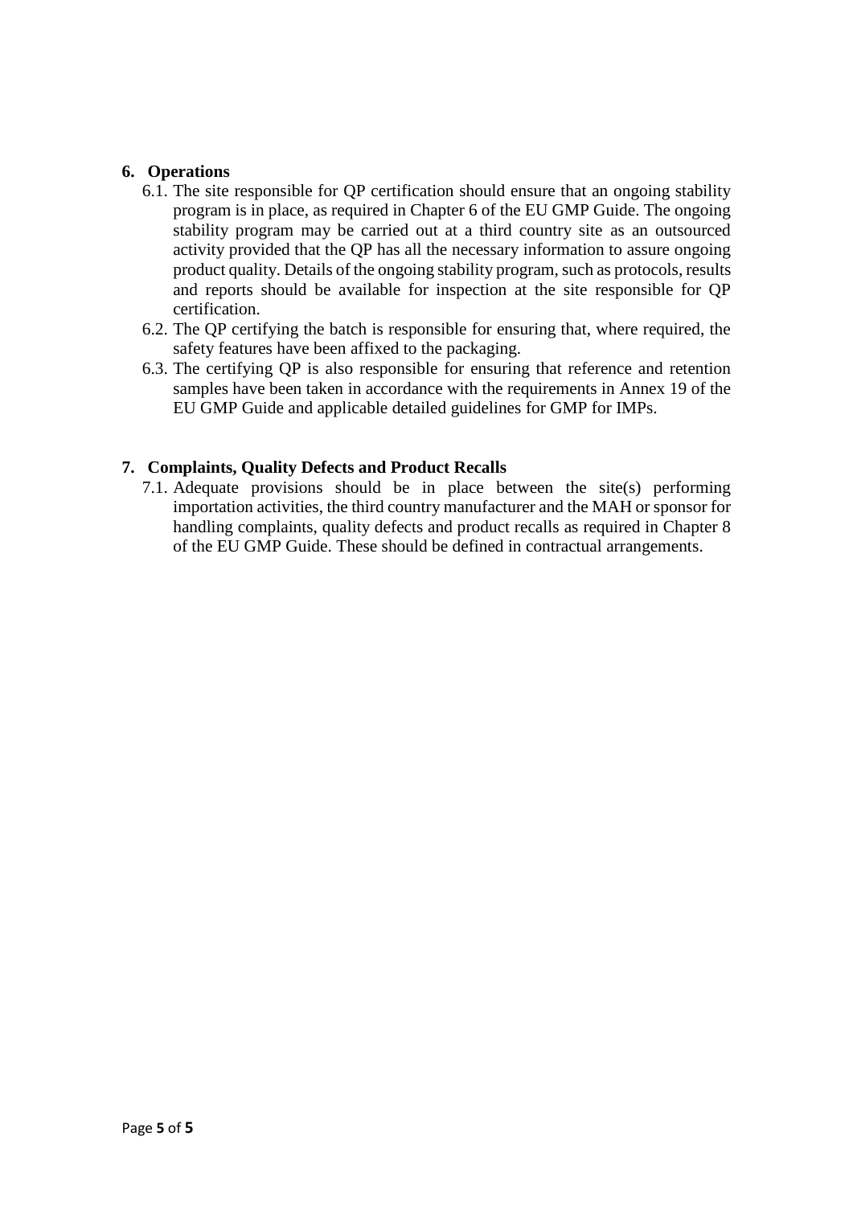## 6. Operations

6.1. The site responsible for QP certification should ensure that an ongoing stability program is in place, as required in Chapter 6 of the EU GMP Guide. The ongoing stability program may be carried out at a third country site as an outsourced activity provided that the QP has all the necessary information to assure ongoing product quality. Details of the ongoing stability program, such as protocols, results and reports should be available for inspection at the site responsible for QP certification.

6.2. The QP certifying the batch is responsible for ensuring that, where required, the safety features have been affixed to the packaging.

6.3. The certifying QP is also responsible for ensuring that reference and retention samples have been taken in accordance with the requirements in Annex 19 of the EU GMP Guide and applicable detailed guidelines for GMP for IMPs.

## 7. Complaints, Quality Defects and Product Recalls

7.1. Adequate provisions should be in place between the site(s) performing importation activities, the third country manufacturer and the MAH or sponsor for handling complaints, quality defects and product recalls as required in Chapter 8 of the EU GMP Guide. These should be defined in contractual arrangements.